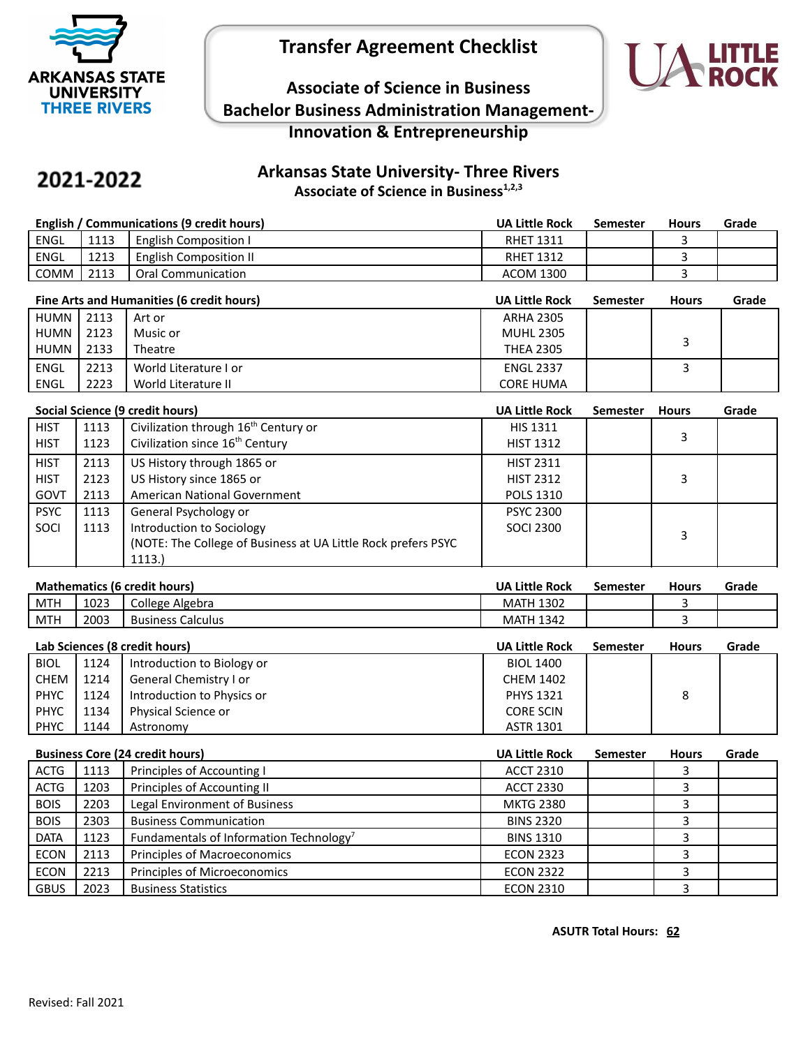# Transfer Agreement Checklist

## Associate of Science in Business
## Bachelor Business Administration Management-Innovation & Entrepreneurship

ARKANSAS STATE UNIVERSITY THREE RIVERS

UA LITTLE ROCK

**2021-2022**

## Arkansas State University- Three Rivers
### Associate of Science in Business[1,2,3]

| English / Communications (9 credit hours) | | | UA Little Rock | Semester | Hours | Grade |
|---|---|---|---|---|---|---|
| ENGL | 1113 | English Composition I | RHET 1311 | | 3 | |
| ENGL | 1213 | English Composition II | RHET 1312 | | 3 | |
| COMM | 2113 | Oral Communication | ACOM 1300 | | 3 | |

| Fine Arts and Humanities (6 credit hours) | | | UA Little Rock | Semester | Hours | Grade |
|---|---|---|---|---|---|---|
| HUMN<br>HUMN<br>HUMN | 2113<br>2123<br>2133 | Art or<br>Music or<br>Theatre | ARHA 2305<br>MUHL 2305<br>THEA 2305 | | 3 | |
| ENGL<br>ENGL | 2213<br>2223 | World Literature I or<br>World Literature II | ENGL 2337<br>CORE HUMA | | 3 | |

| Social Science (9 credit hours) | | | UA Little Rock | Semester | Hours | Grade |
|---|---|---|---|---|---|---|
| HIST<br>HIST | 1113<br>1123 | Civilization through 16th Century or<br>Civilization since 16th Century | HIS 1311<br>HIST 1312 | | 3 | |
| HIST<br>HIST<br>GOVT | 2113<br>2123<br>2113 | US History through 1865 or<br>US History since 1865 or<br>American National Government | HIST 2311<br>HIST 2312<br>POLS 1310 | | 3 | |
| PSYC<br>SOCI | 1113<br>1113 | General Psychology or<br>Introduction to Sociology<br>(NOTE: The College of Business at UA Little Rock prefers PSYC 1113.) | PSYC 2300<br>SOCI 2300 | | 3 | |

| Mathematics (6 credit hours) | | | UA Little Rock | Semester | Hours | Grade |
|---|---|---|---|---|---|---|
| MTH | 1023 | College Algebra | MATH 1302 | | 3 | |
| MTH | 2003 | Business Calculus | MATH 1342 | | 3 | |

| Lab Sciences (8 credit hours) | | | UA Little Rock | Semester | Hours | Grade |
|---|---|---|---|---|---|---|
| BIOL<br>CHEM<br>PHYC<br>PHYC<br>PHYC | 1124<br>1214<br>1124<br>1134<br>1144 | Introduction to Biology or<br>General Chemistry I or<br>Introduction to Physics or<br>Physical Science or<br>Astronomy | BIOL 1400<br>CHEM 1402<br>PHYS 1321<br>CORE SCIN<br>ASTR 1301 | | 8 | |

| Business Core (24 credit hours) | | | UA Little Rock | Semester | Hours | Grade |
|---|---|---|---|---|---|---|
| ACTG | 1113 | Principles of Accounting I | ACCT 2310 | | 3 | |
| ACTG | 1203 | Principles of Accounting II | ACCT 2330 | | 3 | |
| BOIS | 2203 | Legal Environment of Business | MKTG 2380 | | 3 | |
| BOIS | 2303 | Business Communication | BINS 2320 | | 3 | |
| DATA | 1123 | Fundamentals of Information Technology[7] | BINS 1310 | | 3 | |
| ECON | 2113 | Principles of Macroeconomics | ECON 2323 | | 3 | |
| ECON | 2213 | Principles of Microeconomics | ECON 2322 | | 3 | |
| GBUS | 2023 | Business Statistics | ECON 2310 | | 3 | |

**ASUTR Total Hours: 62**

Revised: Fall 2021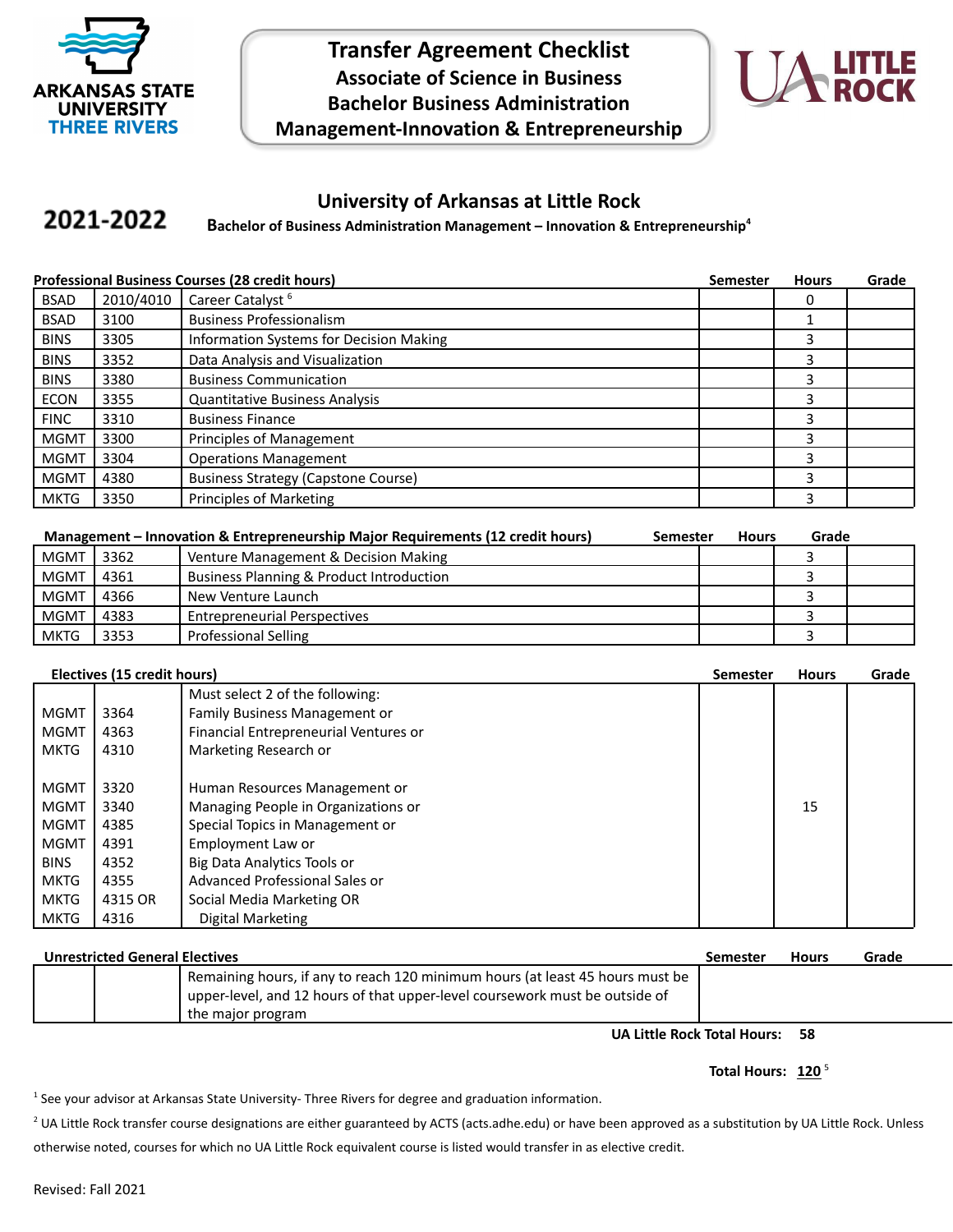ARKANSAS STATE UNIVERSITY THREE RIVERS

# Transfer Agreement Checklist
## Associate of Science in Business
## Bachelor Business Administration
## Management-Innovation & Entrepreneurship

UA LITTLE ROCK

**2021-2022**

## University of Arkansas at Little Rock

**Bachelor of Business Administration Management – Innovation & Entrepreneurship**[4]

| Professional Business Courses (28 credit hours) | | | Semester | Hours | Grade |
|---|---|---|---|---|---|
| BSAD | 2010/4010 | Career Catalyst [6] | | 0 | |
| BSAD | 3100 | Business Professionalism | | 1 | |
| BINS | 3305 | Information Systems for Decision Making | | 3 | |
| BINS | 3352 | Data Analysis and Visualization | | 3 | |
| BINS | 3380 | Business Communication | | 3 | |
| ECON | 3355 | Quantitative Business Analysis | | 3 | |
| FINC | 3310 | Business Finance | | 3 | |
| MGMT | 3300 | Principles of Management | | 3 | |
| MGMT | 3304 | Operations Management | | 3 | |
| MGMT | 4380 | Business Strategy (Capstone Course) | | 3 | |
| MKTG | 3350 | Principles of Marketing | | 3 | |

| Management – Innovation & Entrepreneurship Major Requirements (12 credit hours) | | | Semester | Hours | Grade |
|---|---|---|---|---|---|
| MGMT | 3362 | Venture Management & Decision Making | | 3 | |
| MGMT | 4361 | Business Planning & Product Introduction | | 3 | |
| MGMT | 4366 | New Venture Launch | | 3 | |
| MGMT | 4383 | Entrepreneurial Perspectives | | 3 | |
| MKTG | 3353 | Professional Selling | | 3 | |

| Electives (15 credit hours) | | | Semester | Hours | Grade |
|---|---|---|---|---|---|
| | | Must select 2 of the following: | | | |
| MGMT | 3364 | Family Business Management or | | | |
| MGMT | 4363 | Financial Entrepreneurial Ventures or | | | |
| MKTG | 4310 | Marketing Research or | | | |
| MGMT | 3320 | Human Resources Management or | | | |
| MGMT | 3340 | Managing People in Organizations or | | 15 | |
| MGMT | 4385 | Special Topics in Management or | | | |
| MGMT | 4391 | Employment Law or | | | |
| BINS | 4352 | Big Data Analytics Tools or | | | |
| MKTG | 4355 | Advanced Professional Sales or | | | |
| MKTG | 4315 OR | Social Media Marketing OR | | | |
| MKTG | 4316 | Digital Marketing | | | |

| Unrestricted General Electives | | | Semester | Hours | Grade |
|---|---|---|---|---|---|
| | | Remaining hours, if any to reach 120 minimum hours (at least 45 hours must be upper-level, and 12 hours of that upper-level coursework must be outside of the major program | | | |

**UA Little Rock Total Hours: 58**

**Total Hours: 120**[5]

[1] See your advisor at Arkansas State University- Three Rivers for degree and graduation information.

[2] UA Little Rock transfer course designations are either guaranteed by ACTS (acts.adhe.edu) or have been approved as a substitution by UA Little Rock. Unless otherwise noted, courses for which no UA Little Rock equivalent course is listed would transfer in as elective credit.

Revised: Fall 2021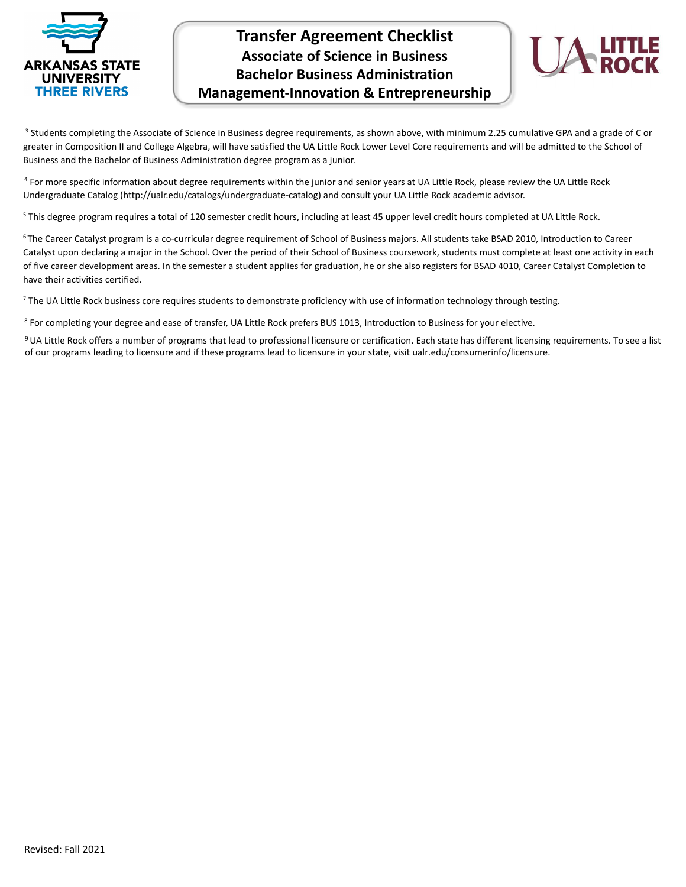# Transfer Agreement Checklist

## Associate of Science in Business

## Bachelor Business Administration

## Management-Innovation & Entrepreneurship

[3] Students completing the Associate of Science in Business degree requirements, as shown above, with minimum 2.25 cumulative GPA and a grade of C or greater in Composition II and College Algebra, will have satisfied the UA Little Rock Lower Level Core requirements and will be admitted to the School of Business and the Bachelor of Business Administration degree program as a junior.

[4] For more specific information about degree requirements within the junior and senior years at UA Little Rock, please review the UA Little Rock Undergraduate Catalog (http://ualr.edu/catalogs/undergraduate-catalog) and consult your UA Little Rock academic advisor.

[5] This degree program requires a total of 120 semester credit hours, including at least 45 upper level credit hours completed at UA Little Rock.

[6] The Career Catalyst program is a co-curricular degree requirement of School of Business majors. All students take BSAD 2010, Introduction to Career Catalyst upon declaring a major in the School. Over the period of their School of Business coursework, students must complete at least one activity in each of five career development areas. In the semester a student applies for graduation, he or she also registers for BSAD 4010, Career Catalyst Completion to have their activities certified.

[7] The UA Little Rock business core requires students to demonstrate proficiency with use of information technology through testing.

[8] For completing your degree and ease of transfer, UA Little Rock prefers BUS 1013, Introduction to Business for your elective.

[9] UA Little Rock offers a number of programs that lead to professional licensure or certification. Each state has different licensing requirements. To see a list of our programs leading to licensure and if these programs lead to licensure in your state, visit ualr.edu/consumerinfo/licensure.

Revised: Fall 2021